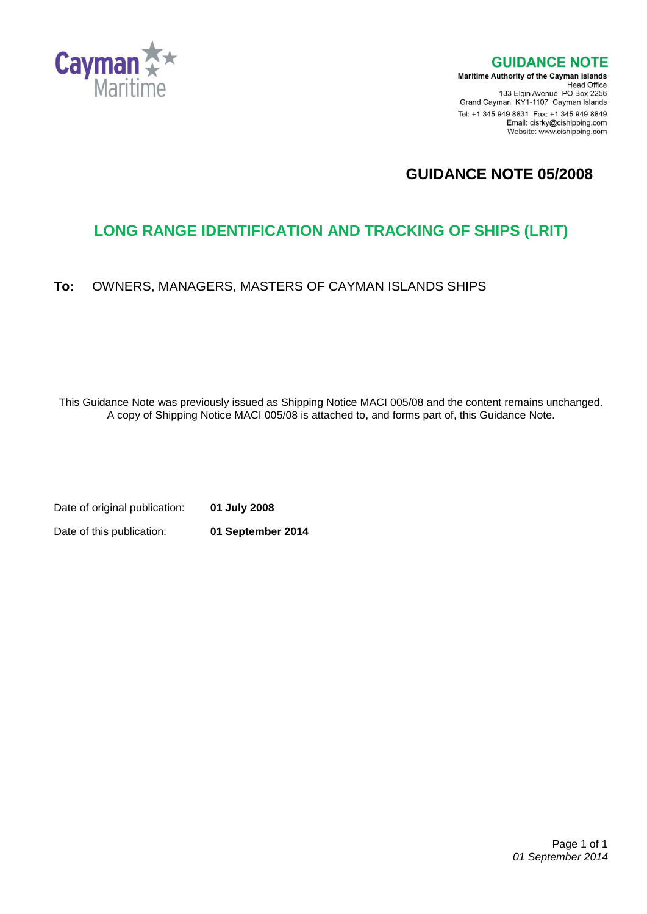Cayman Maritime

**GUIDANCE NOTE**

**Maritime Authority of the Cayman Islands**
Head Office
133 Elgin Avenue PO Box 2256
Grand Cayman KY1-1107 Cayman Islands
Tel: +1 345 949 8831 Fax: +1 345 949 8849
Email: cisrky@cishipping.com
Website: www.cishipping.com

# GUIDANCE NOTE 05/2008

## LONG RANGE IDENTIFICATION AND TRACKING OF SHIPS (LRIT)

**To:** OWNERS, MANAGERS, MASTERS OF CAYMAN ISLANDS SHIPS

This Guidance Note was previously issued as Shipping Notice MACI 005/08 and the content remains unchanged. A copy of Shipping Notice MACI 005/08 is attached to, and forms part of, this Guidance Note.

Date of original publication: **01 July 2008**

Date of this publication: **01 September 2014**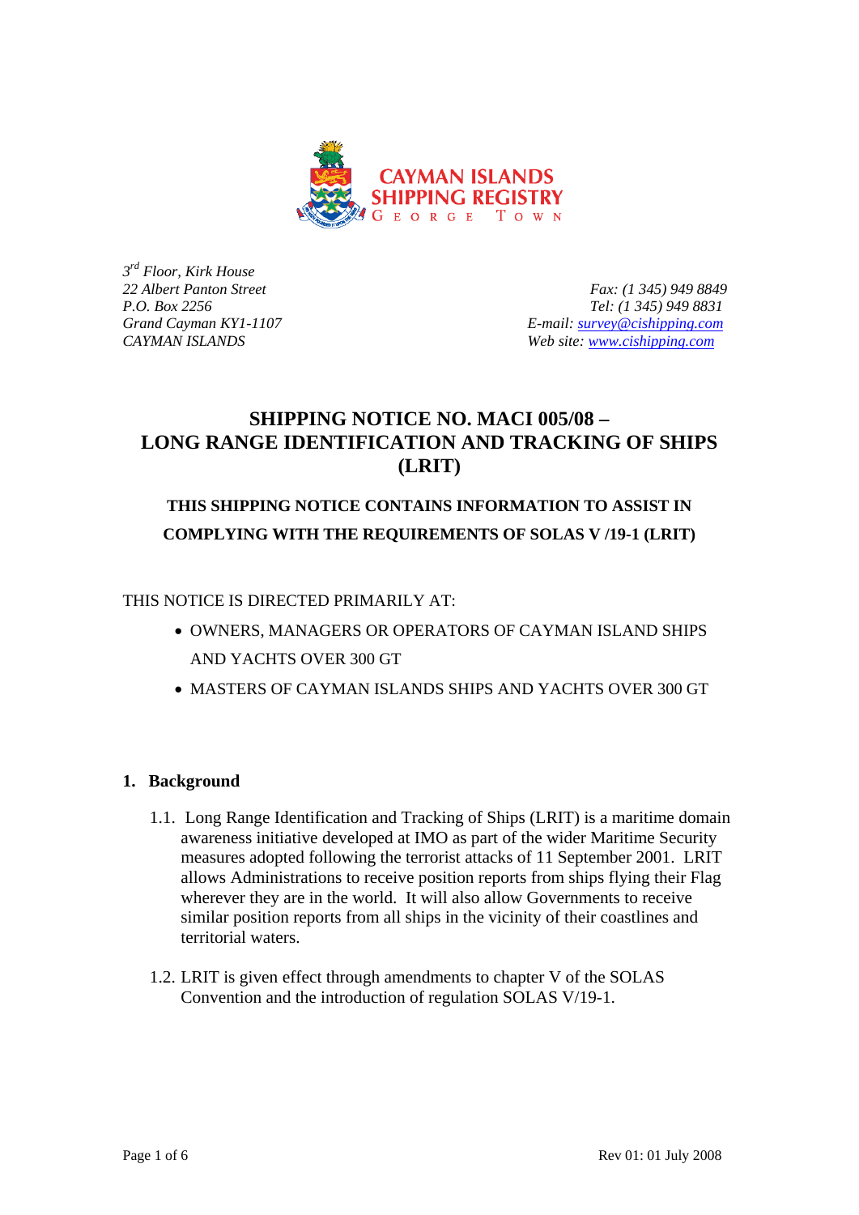CAYMAN ISLANDS
SHIPPING REGISTRY
GEORGE TOWN

*3rd Floor, Kirk House*
*22 Albert Panton Street*
*P.O. Box 2256*
*Grand Cayman KY1-1107*
*CAYMAN ISLANDS*

*Fax: (1 345) 949 8849*
*Tel: (1 345) 949 8831*
*E-mail: survey@cishipping.com*
*Web site: www.cishipping.com*

# SHIPPING NOTICE NO. MACI 005/08 – LONG RANGE IDENTIFICATION AND TRACKING OF SHIPS (LRIT)

**THIS SHIPPING NOTICE CONTAINS INFORMATION TO ASSIST IN COMPLYING WITH THE REQUIREMENTS OF SOLAS V /19-1 (LRIT)**

THIS NOTICE IS DIRECTED PRIMARILY AT:

- OWNERS, MANAGERS OR OPERATORS OF CAYMAN ISLAND SHIPS AND YACHTS OVER 300 GT
- MASTERS OF CAYMAN ISLANDS SHIPS AND YACHTS OVER 300 GT

## 1. Background

1.1. Long Range Identification and Tracking of Ships (LRIT) is a maritime domain awareness initiative developed at IMO as part of the wider Maritime Security measures adopted following the terrorist attacks of 11 September 2001. LRIT allows Administrations to receive position reports from ships flying their Flag wherever they are in the world. It will also allow Governments to receive similar position reports from all ships in the vicinity of their coastlines and territorial waters.

1.2. LRIT is given effect through amendments to chapter V of the SOLAS Convention and the introduction of regulation SOLAS V/19-1.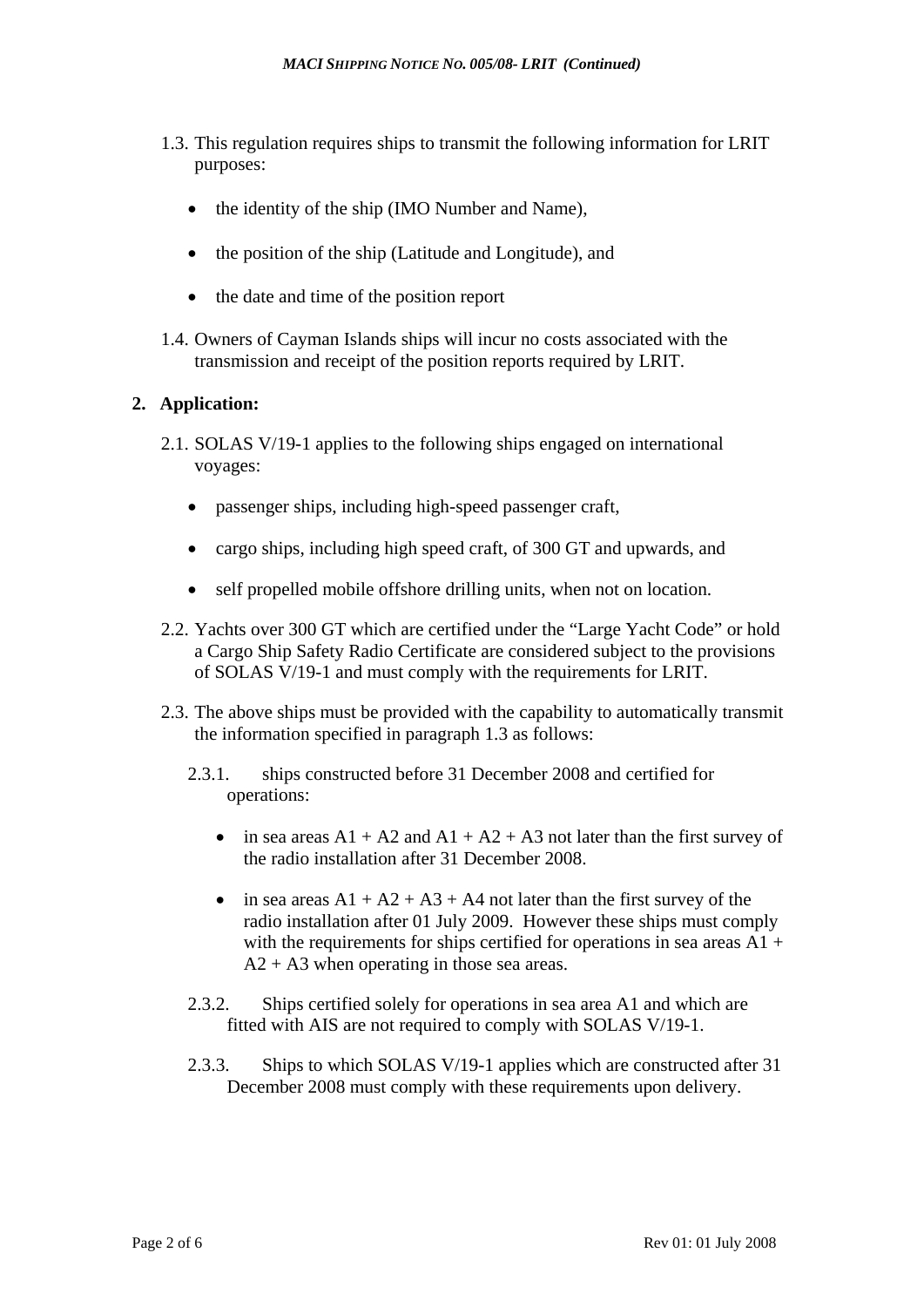1.3. This regulation requires ships to transmit the following information for LRIT purposes:

- the identity of the ship (IMO Number and Name),
- the position of the ship (Latitude and Longitude), and
- the date and time of the position report

1.4. Owners of Cayman Islands ships will incur no costs associated with the transmission and receipt of the position reports required by LRIT.

**2. Application:**

2.1. SOLAS V/19-1 applies to the following ships engaged on international voyages:

- passenger ships, including high-speed passenger craft,
- cargo ships, including high speed craft, of 300 GT and upwards, and
- self propelled mobile offshore drilling units, when not on location.

2.2. Yachts over 300 GT which are certified under the "Large Yacht Code" or hold a Cargo Ship Safety Radio Certificate are considered subject to the provisions of SOLAS V/19-1 and must comply with the requirements for LRIT.

2.3. The above ships must be provided with the capability to automatically transmit the information specified in paragraph 1.3 as follows:

2.3.1. ships constructed before 31 December 2008 and certified for operations:

- in sea areas A1 + A2 and A1 + A2 + A3 not later than the first survey of the radio installation after 31 December 2008.
- in sea areas A1 + A2 + A3 + A4 not later than the first survey of the radio installation after 01 July 2009. However these ships must comply with the requirements for ships certified for operations in sea areas A1 + A2 + A3 when operating in those sea areas.

2.3.2. Ships certified solely for operations in sea area A1 and which are fitted with AIS are not required to comply with SOLAS V/19-1.

2.3.3. Ships to which SOLAS V/19-1 applies which are constructed after 31 December 2008 must comply with these requirements upon delivery.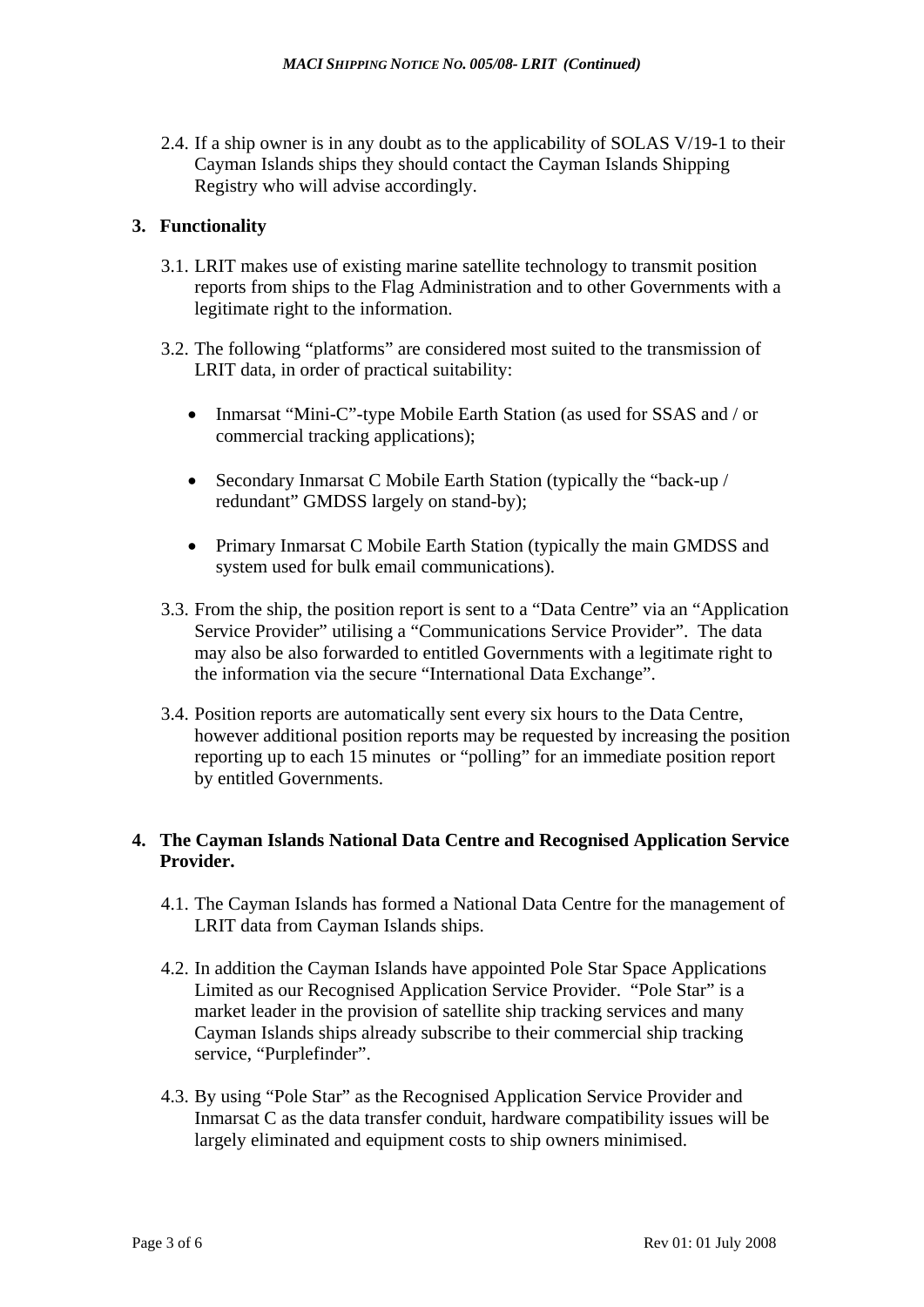2.4. If a ship owner is in any doubt as to the applicability of SOLAS V/19-1 to their Cayman Islands ships they should contact the Cayman Islands Shipping Registry who will advise accordingly.

## 3. Functionality

3.1. LRIT makes use of existing marine satellite technology to transmit position reports from ships to the Flag Administration and to other Governments with a legitimate right to the information.

3.2. The following "platforms" are considered most suited to the transmission of LRIT data, in order of practical suitability:

- Inmarsat "Mini-C"-type Mobile Earth Station (as used for SSAS and / or commercial tracking applications);
- Secondary Inmarsat C Mobile Earth Station (typically the "back-up / redundant" GMDSS largely on stand-by);
- Primary Inmarsat C Mobile Earth Station (typically the main GMDSS and system used for bulk email communications).

3.3. From the ship, the position report is sent to a "Data Centre" via an "Application Service Provider" utilising a "Communications Service Provider". The data may also be also forwarded to entitled Governments with a legitimate right to the information via the secure "International Data Exchange".

3.4. Position reports are automatically sent every six hours to the Data Centre, however additional position reports may be requested by increasing the position reporting up to each 15 minutes or "polling" for an immediate position report by entitled Governments.

## 4. The Cayman Islands National Data Centre and Recognised Application Service Provider.

4.1. The Cayman Islands has formed a National Data Centre for the management of LRIT data from Cayman Islands ships.

4.2. In addition the Cayman Islands have appointed Pole Star Space Applications Limited as our Recognised Application Service Provider. "Pole Star" is a market leader in the provision of satellite ship tracking services and many Cayman Islands ships already subscribe to their commercial ship tracking service, "Purplefinder".

4.3. By using "Pole Star" as the Recognised Application Service Provider and Inmarsat C as the data transfer conduit, hardware compatibility issues will be largely eliminated and equipment costs to ship owners minimised.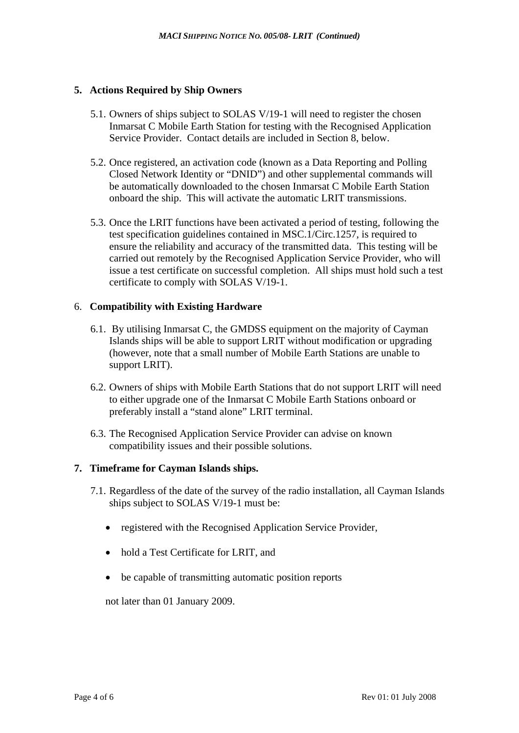## 5. Actions Required by Ship Owners

5.1. Owners of ships subject to SOLAS V/19-1 will need to register the chosen Inmarsat C Mobile Earth Station for testing with the Recognised Application Service Provider. Contact details are included in Section 8, below.

5.2. Once registered, an activation code (known as a Data Reporting and Polling Closed Network Identity or "DNID") and other supplemental commands will be automatically downloaded to the chosen Inmarsat C Mobile Earth Station onboard the ship. This will activate the automatic LRIT transmissions.

5.3. Once the LRIT functions have been activated a period of testing, following the test specification guidelines contained in MSC.1/Circ.1257, is required to ensure the reliability and accuracy of the transmitted data. This testing will be carried out remotely by the Recognised Application Service Provider, who will issue a test certificate on successful completion. All ships must hold such a test certificate to comply with SOLAS V/19-1.

## 6. Compatibility with Existing Hardware

6.1. By utilising Inmarsat C, the GMDSS equipment on the majority of Cayman Islands ships will be able to support LRIT without modification or upgrading (however, note that a small number of Mobile Earth Stations are unable to support LRIT).

6.2. Owners of ships with Mobile Earth Stations that do not support LRIT will need to either upgrade one of the Inmarsat C Mobile Earth Stations onboard or preferably install a "stand alone" LRIT terminal.

6.3. The Recognised Application Service Provider can advise on known compatibility issues and their possible solutions.

## 7. Timeframe for Cayman Islands ships.

7.1. Regardless of the date of the survey of the radio installation, all Cayman Islands ships subject to SOLAS V/19-1 must be:

- registered with the Recognised Application Service Provider,
- hold a Test Certificate for LRIT, and
- be capable of transmitting automatic position reports

not later than 01 January 2009.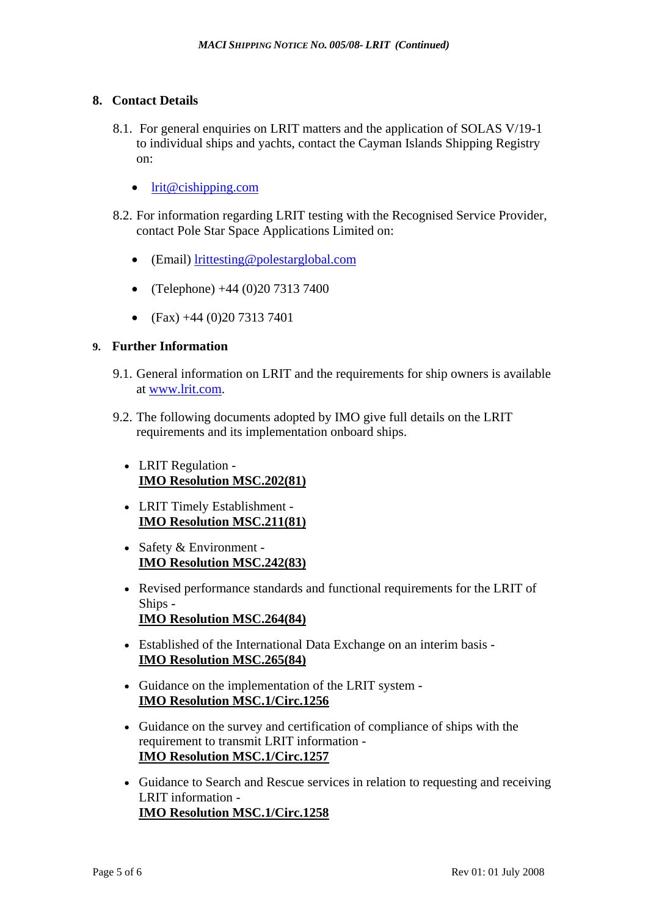## 8. Contact Details

8.1. For general enquiries on LRIT matters and the application of SOLAS V/19-1 to individual ships and yachts, contact the Cayman Islands Shipping Registry on:

- lrit@cishipping.com

8.2. For information regarding LRIT testing with the Recognised Service Provider, contact Pole Star Space Applications Limited on:

- (Email) lrittesting@polestarglobal.com
- (Telephone) +44 (0)20 7313 7400
- (Fax) +44 (0)20 7313 7401

## 9. Further Information

9.1. General information on LRIT and the requirements for ship owners is available at www.lrit.com.

9.2. The following documents adopted by IMO give full details on the LRIT requirements and its implementation onboard ships.

- LRIT Regulation - **IMO Resolution MSC.202(81)**
- LRIT Timely Establishment - **IMO Resolution MSC.211(81)**
- Safety & Environment - **IMO Resolution MSC.242(83)**
- Revised performance standards and functional requirements for the LRIT of Ships - **IMO Resolution MSC.264(84)**
- Established of the International Data Exchange on an interim basis - **IMO Resolution MSC.265(84)**
- Guidance on the implementation of the LRIT system - **IMO Resolution MSC.1/Circ.1256**
- Guidance on the survey and certification of compliance of ships with the requirement to transmit LRIT information - **IMO Resolution MSC.1/Circ.1257**
- Guidance to Search and Rescue services in relation to requesting and receiving LRIT information - **IMO Resolution MSC.1/Circ.1258**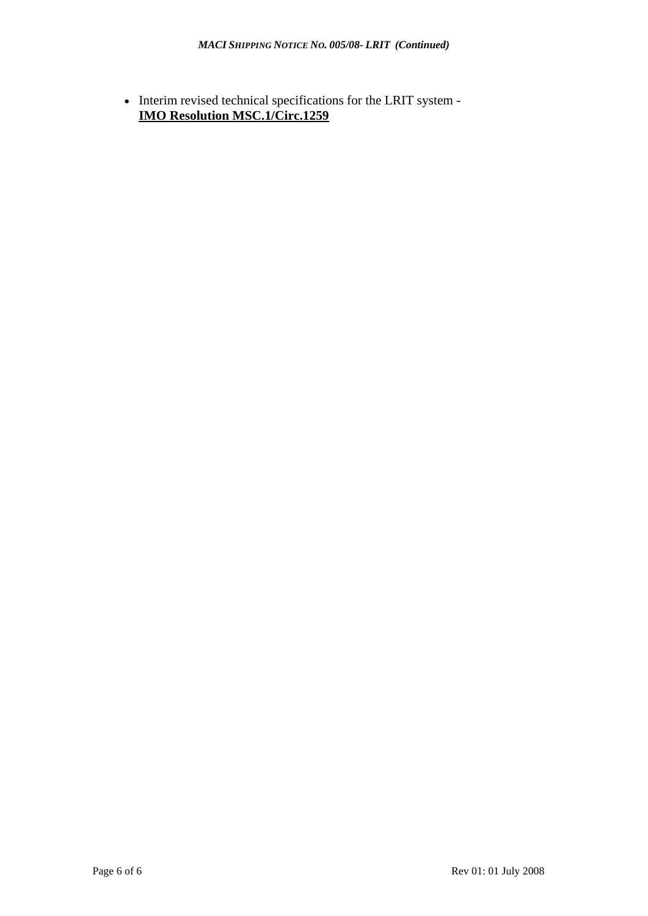- Interim revised technical specifications for the LRIT system - **IMO Resolution MSC.1/Circ.1259**